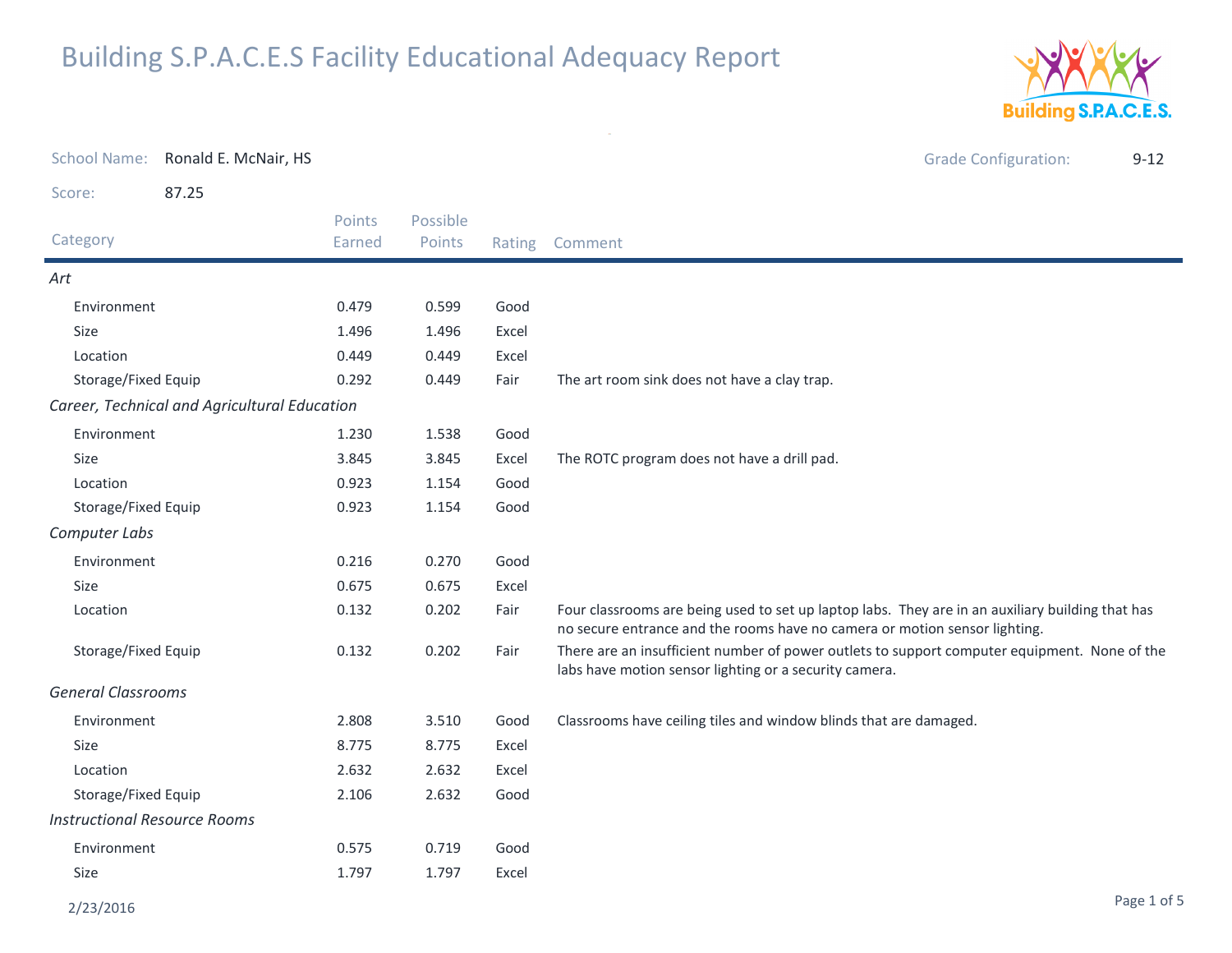# Building S.P.A.C.E.S Facility Educational Adequacy Report

School Name: Ronald E. McNair, HS

Grade Configuration: 9-12

Score: 87.25

| Category | Points Earned | Possible Points | Rating | Comment |
|---|---|---|---|---|
| *Art* | | | | |
| Environment | 0.479 | 0.599 | Good | |
| Size | 1.496 | 1.496 | Excel | |
| Location | 0.449 | 0.449 | Excel | |
| Storage/Fixed Equip | 0.292 | 0.449 | Fair | The art room sink does not have a clay trap. |
| *Career, Technical and Agricultural Education* | | | | |
| Environment | 1.230 | 1.538 | Good | |
| Size | 3.845 | 3.845 | Excel | The ROTC program does not have a drill pad. |
| Location | 0.923 | 1.154 | Good | |
| Storage/Fixed Equip | 0.923 | 1.154 | Good | |
| *Computer Labs* | | | | |
| Environment | 0.216 | 0.270 | Good | |
| Size | 0.675 | 0.675 | Excel | |
| Location | 0.132 | 0.202 | Fair | Four classrooms are being used to set up laptop labs. They are in an auxiliary building that has no secure entrance and the rooms have no camera or motion sensor lighting. |
| Storage/Fixed Equip | 0.132 | 0.202 | Fair | There are an insufficient number of power outlets to support computer equipment. None of the labs have motion sensor lighting or a security camera. |
| *General Classrooms* | | | | |
| Environment | 2.808 | 3.510 | Good | Classrooms have ceiling tiles and window blinds that are damaged. |
| Size | 8.775 | 8.775 | Excel | |
| Location | 2.632 | 2.632 | Excel | |
| Storage/Fixed Equip | 2.106 | 2.632 | Good | |
| *Instructional Resource Rooms* | | | | |
| Environment | 0.575 | 0.719 | Good | |
| Size | 1.797 | 1.797 | Excel | |

2/23/2016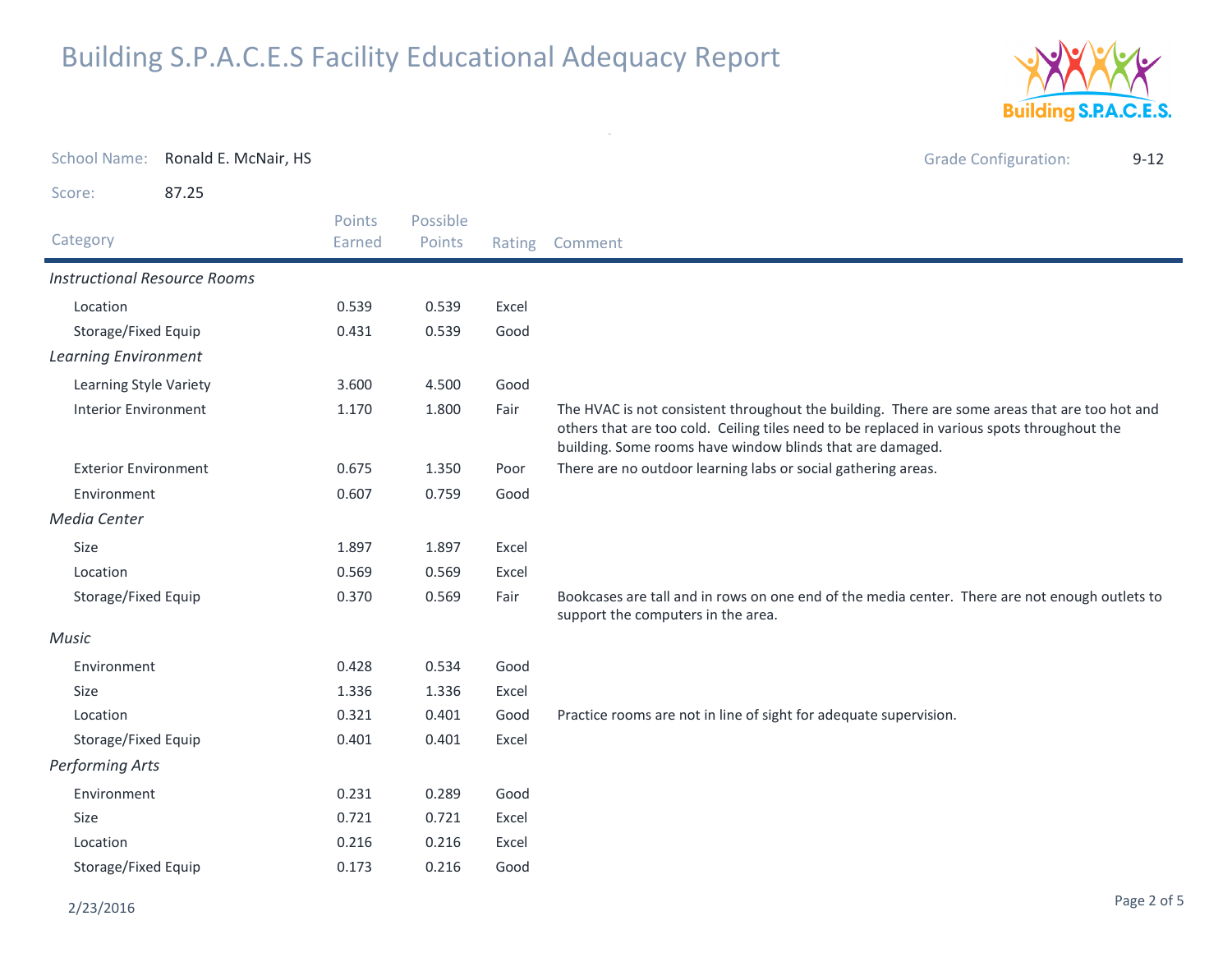# Building S.P.A.C.E.S Facility Educational Adequacy Report

School Name: Ronald E. McNair, HS

Grade Configuration: 9-12

Score: 87.25

| Category | Points Earned | Possible Points | Rating | Comment |
|---|---|---|---|---|
| *Instructional Resource Rooms* | | | | |
| Location | 0.539 | 0.539 | Excel | |
| Storage/Fixed Equip | 0.431 | 0.539 | Good | |
| *Learning Environment* | | | | |
| Learning Style Variety | 3.600 | 4.500 | Good | |
| Interior Environment | 1.170 | 1.800 | Fair | The HVAC is not consistent throughout the building. There are some areas that are too hot and others that are too cold. Ceiling tiles need to be replaced in various spots throughout the building. Some rooms have window blinds that are damaged. |
| Exterior Environment | 0.675 | 1.350 | Poor | There are no outdoor learning labs or social gathering areas. |
| Environment | 0.607 | 0.759 | Good | |
| *Media Center* | | | | |
| Size | 1.897 | 1.897 | Excel | |
| Location | 0.569 | 0.569 | Excel | |
| Storage/Fixed Equip | 0.370 | 0.569 | Fair | Bookcases are tall and in rows on one end of the media center. There are not enough outlets to support the computers in the area. |
| *Music* | | | | |
| Environment | 0.428 | 0.534 | Good | |
| Size | 1.336 | 1.336 | Excel | |
| Location | 0.321 | 0.401 | Good | Practice rooms are not in line of sight for adequate supervision. |
| Storage/Fixed Equip | 0.401 | 0.401 | Excel | |
| *Performing Arts* | | | | |
| Environment | 0.231 | 0.289 | Good | |
| Size | 0.721 | 0.721 | Excel | |
| Location | 0.216 | 0.216 | Excel | |
| Storage/Fixed Equip | 0.173 | 0.216 | Good | |

2/23/2016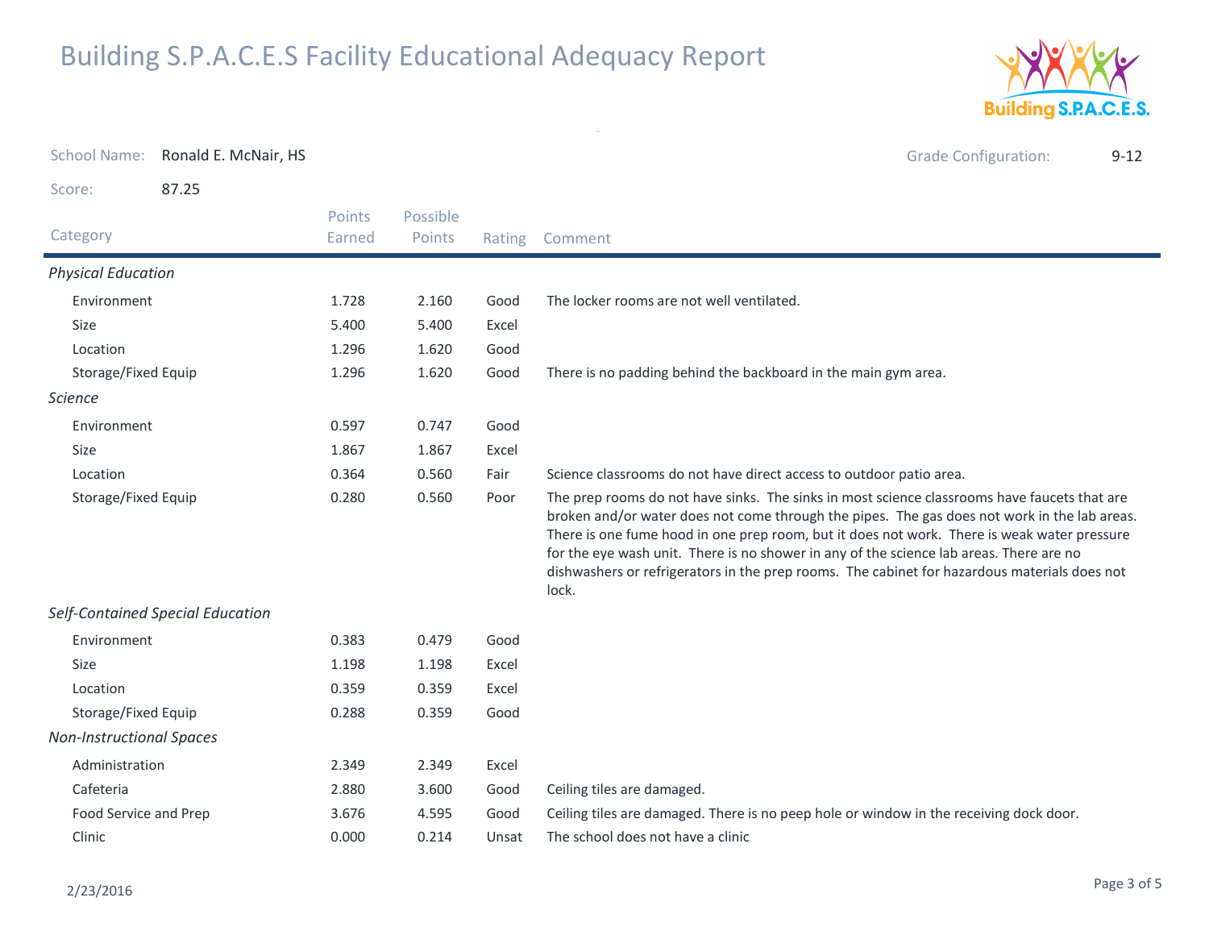# Building S.P.A.C.E.S Facility Educational Adequacy Report

School Name: Ronald E. McNair, HS

Grade Configuration: 9-12

Score: 87.25

| Category | Points Earned | Possible Points | Rating | Comment |
|---|---|---|---|---|
| ***Physical Education*** | | | | |
| Environment | 1.728 | 2.160 | Good | The locker rooms are not well ventilated. |
| Size | 5.400 | 5.400 | Excel | |
| Location | 1.296 | 1.620 | Good | |
| Storage/Fixed Equip | 1.296 | 1.620 | Good | There is no padding behind the backboard in the main gym area. |
| ***Science*** | | | | |
| Environment | 0.597 | 0.747 | Good | |
| Size | 1.867 | 1.867 | Excel | |
| Location | 0.364 | 0.560 | Fair | Science classrooms do not have direct access to outdoor patio area. |
| Storage/Fixed Equip | 0.280 | 0.560 | Poor | The prep rooms do not have sinks. The sinks in most science classrooms have faucets that are broken and/or water does not come through the pipes. The gas does not work in the lab areas. There is one fume hood in one prep room, but it does not work. There is weak water pressure for the eye wash unit. There is no shower in any of the science lab areas. There are no dishwashers or refrigerators in the prep rooms. The cabinet for hazardous materials does not lock. |
| ***Self-Contained Special Education*** | | | | |
| Environment | 0.383 | 0.479 | Good | |
| Size | 1.198 | 1.198 | Excel | |
| Location | 0.359 | 0.359 | Excel | |
| Storage/Fixed Equip | 0.288 | 0.359 | Good | |
| ***Non-Instructional Spaces*** | | | | |
| Administration | 2.349 | 2.349 | Excel | |
| Cafeteria | 2.880 | 3.600 | Good | Ceiling tiles are damaged. |
| Food Service and Prep | 3.676 | 4.595 | Good | Ceiling tiles are damaged. There is no peep hole or window in the receiving dock door. |
| Clinic | 0.000 | 0.214 | Unsat | The school does not have a clinic |

2/23/2016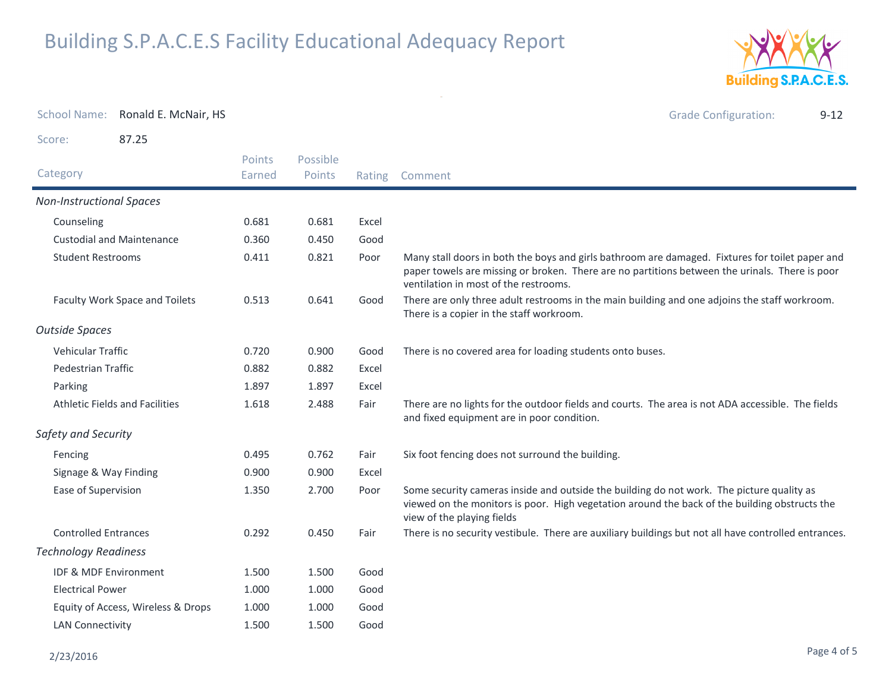# Building S.P.A.C.E.S Facility Educational Adequacy Report

School Name: Ronald E. McNair, HS

Grade Configuration: 9-12

Score: 87.25

| Category | Points Earned | Possible Points | Rating | Comment |
|---|---|---|---|---|
| ***Non-Instructional Spaces*** | | | | |
| Counseling | 0.681 | 0.681 | Excel | |
| Custodial and Maintenance | 0.360 | 0.450 | Good | |
| Student Restrooms | 0.411 | 0.821 | Poor | Many stall doors in both the boys and girls bathroom are damaged. Fixtures for toilet paper and paper towels are missing or broken. There are no partitions between the urinals. There is poor ventilation in most of the restrooms. |
| Faculty Work Space and Toilets | 0.513 | 0.641 | Good | There are only three adult restrooms in the main building and one adjoins the staff workroom. There is a copier in the staff workroom. |
| ***Outside Spaces*** | | | | |
| Vehicular Traffic | 0.720 | 0.900 | Good | There is no covered area for loading students onto buses. |
| Pedestrian Traffic | 0.882 | 0.882 | Excel | |
| Parking | 1.897 | 1.897 | Excel | |
| Athletic Fields and Facilities | 1.618 | 2.488 | Fair | There are no lights for the outdoor fields and courts. The area is not ADA accessible. The fields and fixed equipment are in poor condition. |
| ***Safety and Security*** | | | | |
| Fencing | 0.495 | 0.762 | Fair | Six foot fencing does not surround the building. |
| Signage & Way Finding | 0.900 | 0.900 | Excel | |
| Ease of Supervision | 1.350 | 2.700 | Poor | Some security cameras inside and outside the building do not work. The picture quality as viewed on the monitors is poor. High vegetation around the back of the building obstructs the view of the playing fields |
| Controlled Entrances | 0.292 | 0.450 | Fair | There is no security vestibule. There are auxiliary buildings but not all have controlled entrances. |
| ***Technology Readiness*** | | | | |
| IDF & MDF Environment | 1.500 | 1.500 | Good | |
| Electrical Power | 1.000 | 1.000 | Good | |
| Equity of Access, Wireless & Drops | 1.000 | 1.000 | Good | |
| LAN Connectivity | 1.500 | 1.500 | Good | |

2/23/2016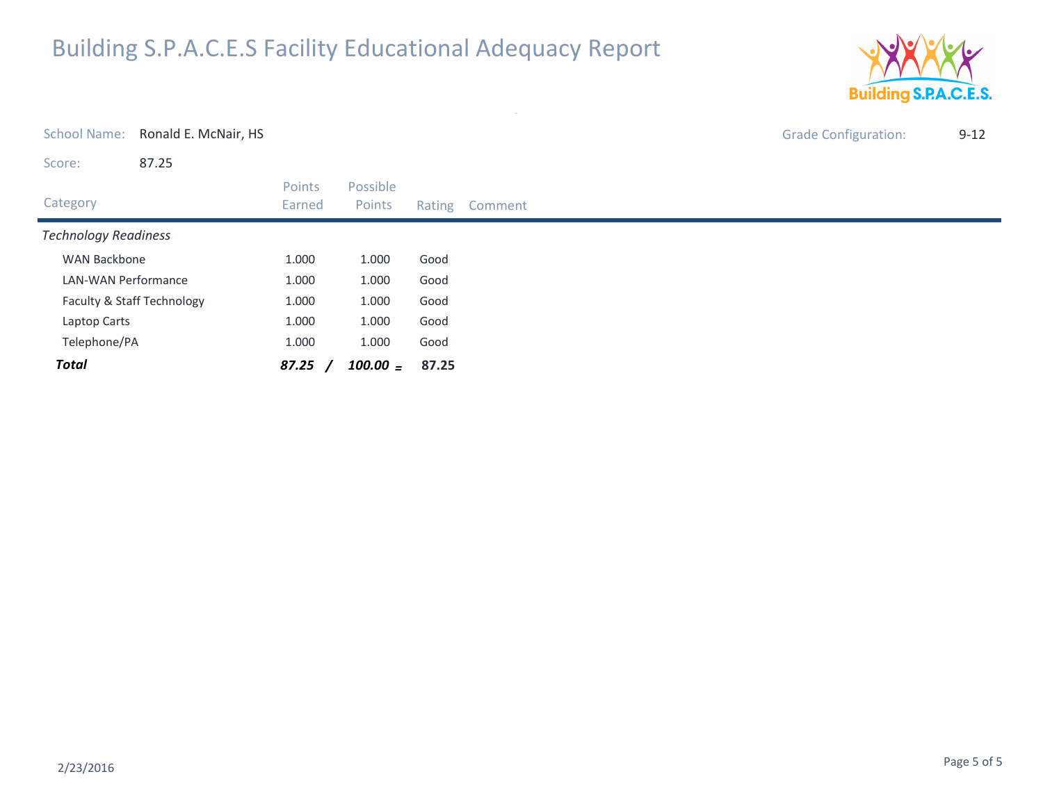# Building S.P.A.C.E.S Facility Educational Adequacy Report

School Name: Ronald E. McNair, HS

Grade Configuration: 9-12

Score: 87.25

| Category | Points Earned | Possible Points | Rating | Comment |
|---|---|---|---|---|
| *Technology Readiness* | | | | |
| WAN Backbone | 1.000 | 1.000 | Good | |
| LAN-WAN Performance | 1.000 | 1.000 | Good | |
| Faculty & Staff Technology | 1.000 | 1.000 | Good | |
| Laptop Carts | 1.000 | 1.000 | Good | |
| Telephone/PA | 1.000 | 1.000 | Good | |
| ***Total*** | ***87.25 /*** | ***100.00 =*** | **87.25** | |

2/23/2016